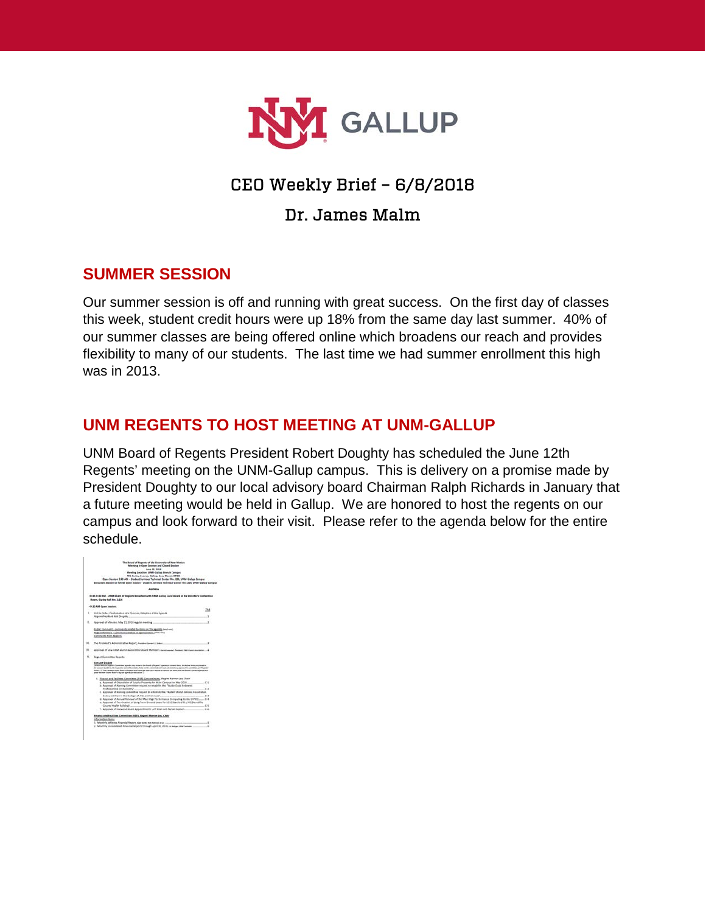GALLUP

# CEO Weekly Brief – 6/8/2018

## Dr. James Malm

## SUMMER SESSION

Our summer session is off and running with great success. On the first day of classes this week, student credit hours were up 18% from the same day last summer. 40% of our summer classes are being offered online which broadens our reach and provides flexibility to many of our students. The last time we had summer enrollment this high was in 2013.

## UNM REGENTS TO HOST MEETING AT UNM-GALLUP

UNM Board of Regents President Robert Doughty has scheduled the June 12th Regents' meeting on the UNM-Gallup campus. This is delivery on a promise made by President Doughty to our local advisory board Chairman Ralph Richards in January that a future meeting would be held in Gallup. We are honored to host the regents on our campus and look forward to their visit. Please refer to the agenda below for the entire schedule.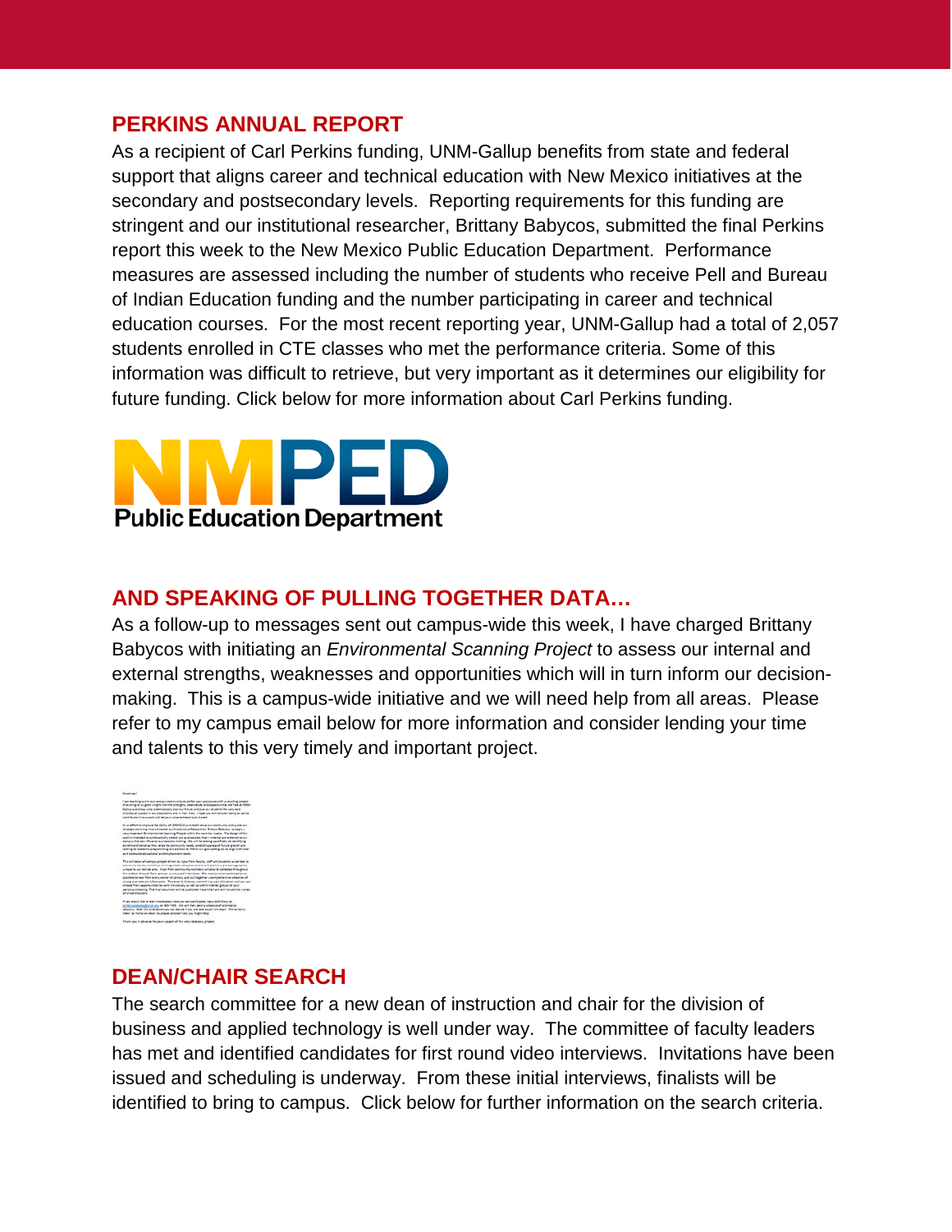## PERKINS ANNUAL REPORT

As a recipient of Carl Perkins funding, UNM-Gallup benefits from state and federal support that aligns career and technical education with New Mexico initiatives at the secondary and postsecondary levels. Reporting requirements for this funding are stringent and our institutional researcher, Brittany Babycos, submitted the final Perkins report this week to the New Mexico Public Education Department. Performance measures are assessed including the number of students who receive Pell and Bureau of Indian Education funding and the number participating in career and technical education courses. For the most recent reporting year, UNM-Gallup had a total of 2,057 students enrolled in CTE classes who met the performance criteria. Some of this information was difficult to retrieve, but very important as it determines our eligibility for future funding. Click below for more information about Carl Perkins funding.

NMPED
Public Education Department

## AND SPEAKING OF PULLING TOGETHER DATA…

As a follow-up to messages sent out campus-wide this week, I have charged Brittany Babycos with initiating an *Environmental Scanning Project* to assess our internal and external strengths, weaknesses and opportunities which will in turn inform our decision-making. This is a campus-wide initiative and we will need help from all areas. Please refer to my campus email below for more information and consider lending your time and talents to this very timely and important project.

## DEAN/CHAIR SEARCH

The search committee for a new dean of instruction and chair for the division of business and applied technology is well under way. The committee of faculty leaders has met and identified candidates for first round video interviews. Invitations have been issued and scheduling is underway. From these initial interviews, finalists will be identified to bring to campus. Click below for further information on the search criteria.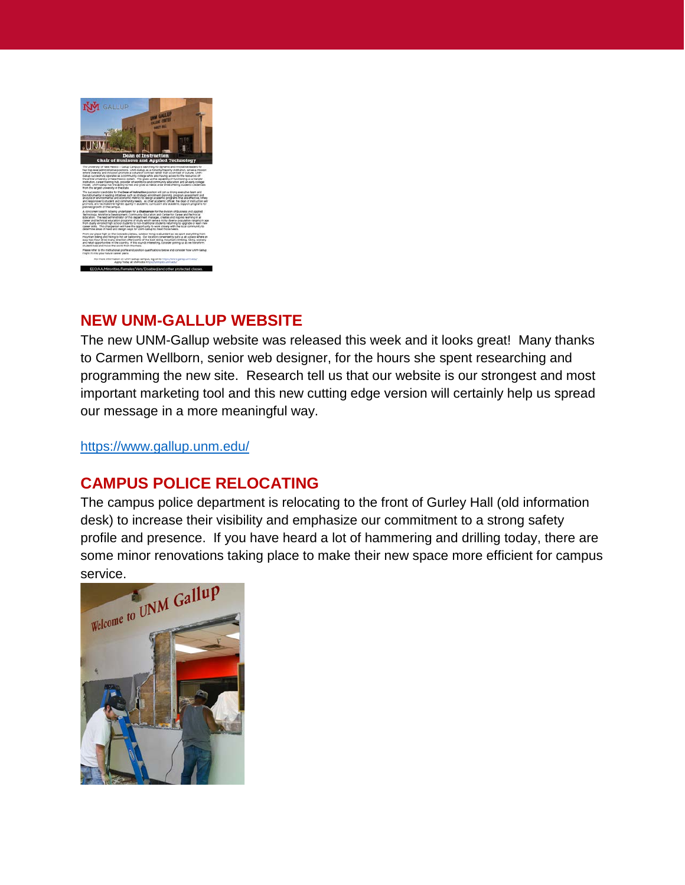## NEW UNM-GALLUP WEBSITE

The new UNM-Gallup website was released this week and it looks great! Many thanks to Carmen Wellborn, senior web designer, for the hours she spent researching and programming the new site. Research tell us that our website is our strongest and most important marketing tool and this new cutting edge version will certainly help us spread our message in a more meaningful way.

https://www.gallup.unm.edu/

## CAMPUS POLICE RELOCATING

The campus police department is relocating to the front of Gurley Hall (old information desk) to increase their visibility and emphasize our commitment to a strong safety profile and presence. If you have heard a lot of hammering and drilling today, there are some minor renovations taking place to make their new space more efficient for campus service.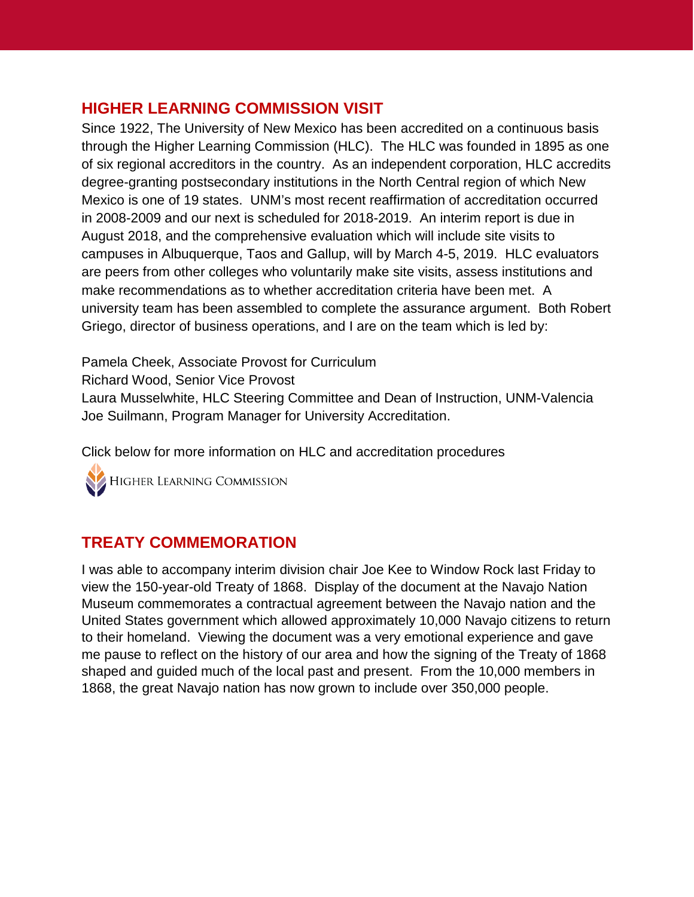## HIGHER LEARNING COMMISSION VISIT

Since 1922, The University of New Mexico has been accredited on a continuous basis through the Higher Learning Commission (HLC). The HLC was founded in 1895 as one of six regional accreditors in the country. As an independent corporation, HLC accredits degree-granting postsecondary institutions in the North Central region of which New Mexico is one of 19 states. UNM's most recent reaffirmation of accreditation occurred in 2008-2009 and our next is scheduled for 2018-2019. An interim report is due in August 2018, and the comprehensive evaluation which will include site visits to campuses in Albuquerque, Taos and Gallup, will by March 4-5, 2019. HLC evaluators are peers from other colleges who voluntarily make site visits, assess institutions and make recommendations as to whether accreditation criteria have been met. A university team has been assembled to complete the assurance argument. Both Robert Griego, director of business operations, and I are on the team which is led by:

Pamela Cheek, Associate Provost for Curriculum
Richard Wood, Senior Vice Provost
Laura Musselwhite, HLC Steering Committee and Dean of Instruction, UNM-Valencia
Joe Suilmann, Program Manager for University Accreditation.

Click below for more information on HLC and accreditation procedures

HIGHER LEARNING COMMISSION

## TREATY COMMEMORATION

I was able to accompany interim division chair Joe Kee to Window Rock last Friday to view the 150-year-old Treaty of 1868. Display of the document at the Navajo Nation Museum commemorates a contractual agreement between the Navajo nation and the United States government which allowed approximately 10,000 Navajo citizens to return to their homeland. Viewing the document was a very emotional experience and gave me pause to reflect on the history of our area and how the signing of the Treaty of 1868 shaped and guided much of the local past and present. From the 10,000 members in 1868, the great Navajo nation has now grown to include over 350,000 people.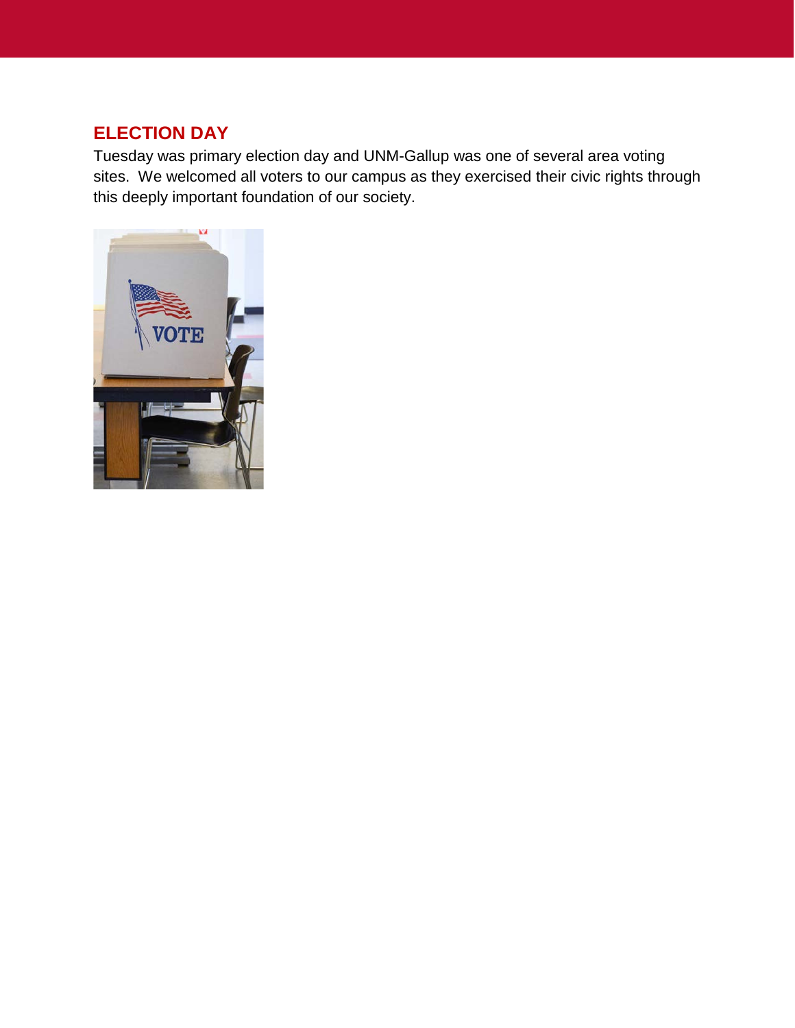## ELECTION DAY

Tuesday was primary election day and UNM-Gallup was one of several area voting sites. We welcomed all voters to our campus as they exercised their civic rights through this deeply important foundation of our society.